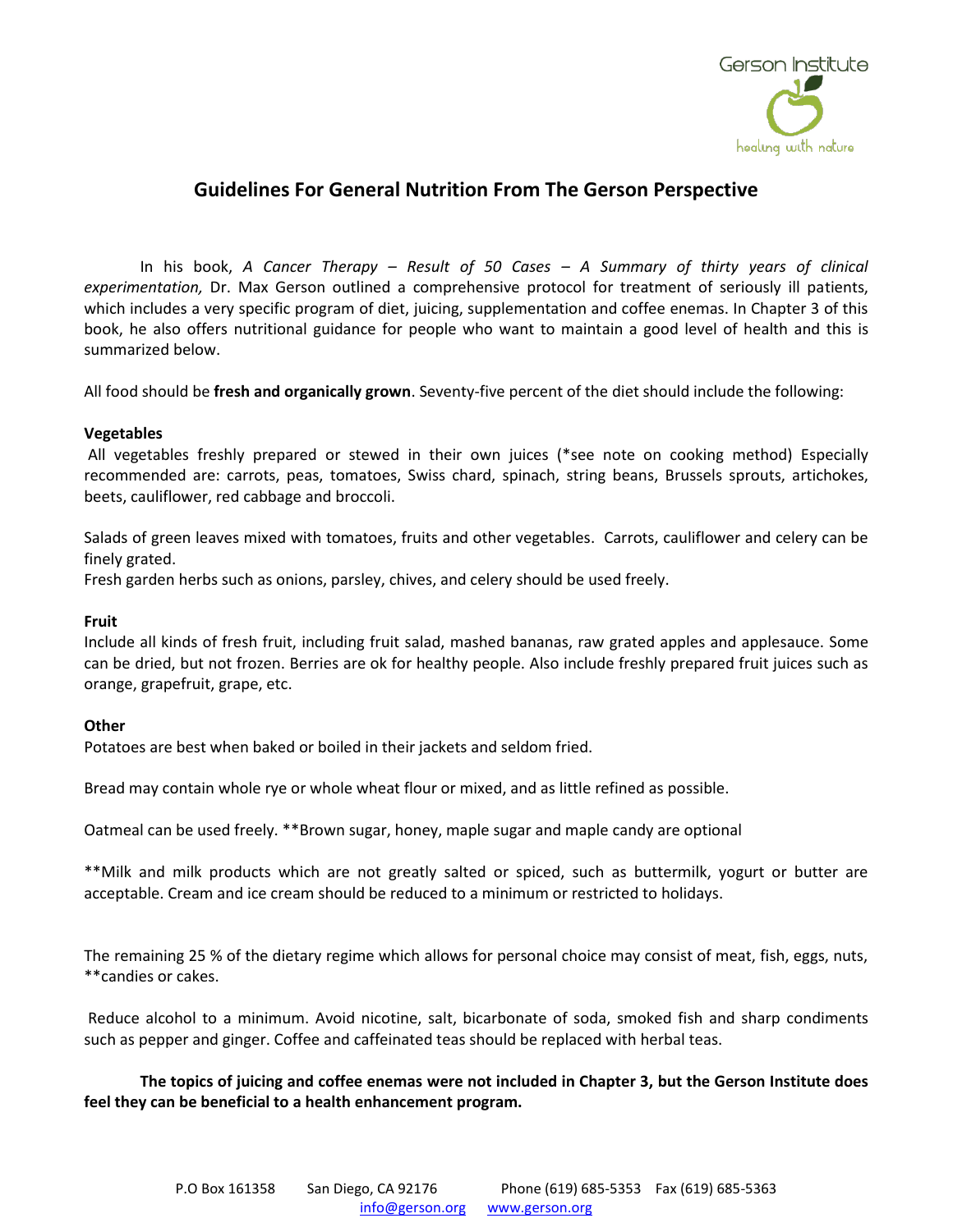Gerson Institute

healing with nature

# Guidelines For General Nutrition From The Gerson Perspective

In his book, *A Cancer Therapy – Result of 50 Cases – A Summary of thirty years of clinical experimentation,* Dr. Max Gerson outlined a comprehensive protocol for treatment of seriously ill patients, which includes a very specific program of diet, juicing, supplementation and coffee enemas. In Chapter 3 of this book, he also offers nutritional guidance for people who want to maintain a good level of health and this is summarized below.

All food should be **fresh and organically grown**. Seventy-five percent of the diet should include the following:

**Vegetables**

All vegetables freshly prepared or stewed in their own juices (*see note on cooking method) Especially recommended are: carrots, peas, tomatoes, Swiss chard, spinach, string beans, Brussels sprouts, artichokes, beets, cauliflower, red cabbage and broccoli.

Salads of green leaves mixed with tomatoes, fruits and other vegetables. Carrots, cauliflower and celery can be finely grated.

Fresh garden herbs such as onions, parsley, chives, and celery should be used freely.

**Fruit**

Include all kinds of fresh fruit, including fruit salad, mashed bananas, raw grated apples and applesauce. Some can be dried, but not frozen. Berries are ok for healthy people. Also include freshly prepared fruit juices such as orange, grapefruit, grape, etc.

**Other**

Potatoes are best when baked or boiled in their jackets and seldom fried.

Bread may contain whole rye or whole wheat flour or mixed, and as little refined as possible.

Oatmeal can be used freely. **Brown sugar, honey, maple sugar and maple candy are optional

**Milk and milk products which are not greatly salted or spiced, such as buttermilk, yogurt or butter are acceptable. Cream and ice cream should be reduced to a minimum or restricted to holidays.

The remaining 25 % of the dietary regime which allows for personal choice may consist of meat, fish, eggs, nuts, **candies or cakes.

Reduce alcohol to a minimum. Avoid nicotine, salt, bicarbonate of soda, smoked fish and sharp condiments such as pepper and ginger. Coffee and caffeinated teas should be replaced with herbal teas.

**The topics of juicing and coffee enemas were not included in Chapter 3, but the Gerson Institute does feel they can be beneficial to a health enhancement program.**

P.O Box 161358 San Diego, CA 92176 Phone (619) 685-5353 Fax (619) 685-5363
info@gerson.org www.gerson.org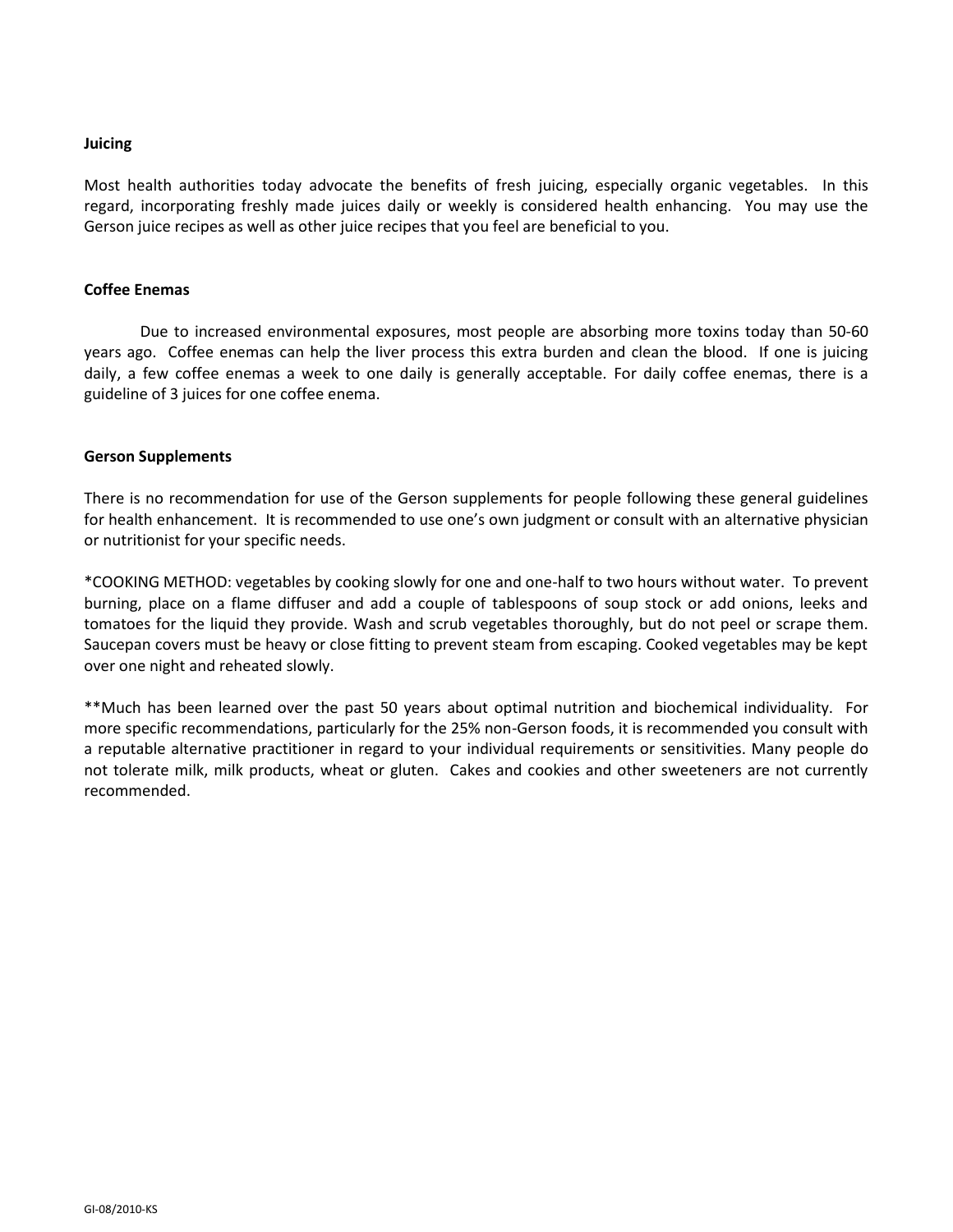**Juicing**

Most health authorities today advocate the benefits of fresh juicing, especially organic vegetables. In this regard, incorporating freshly made juices daily or weekly is considered health enhancing. You may use the Gerson juice recipes as well as other juice recipes that you feel are beneficial to you.

**Coffee Enemas**

Due to increased environmental exposures, most people are absorbing more toxins today than 50-60 years ago. Coffee enemas can help the liver process this extra burden and clean the blood. If one is juicing daily, a few coffee enemas a week to one daily is generally acceptable. For daily coffee enemas, there is a guideline of 3 juices for one coffee enema.

**Gerson Supplements**

There is no recommendation for use of the Gerson supplements for people following these general guidelines for health enhancement. It is recommended to use one's own judgment or consult with an alternative physician or nutritionist for your specific needs.

*COOKING METHOD: vegetables by cooking slowly for one and one-half to two hours without water. To prevent burning, place on a flame diffuser and add a couple of tablespoons of soup stock or add onions, leeks and tomatoes for the liquid they provide. Wash and scrub vegetables thoroughly, but do not peel or scrape them. Saucepan covers must be heavy or close fitting to prevent steam from escaping. Cooked vegetables may be kept over one night and reheated slowly.

**Much has been learned over the past 50 years about optimal nutrition and biochemical individuality. For more specific recommendations, particularly for the 25% non-Gerson foods, it is recommended you consult with a reputable alternative practitioner in regard to your individual requirements or sensitivities. Many people do not tolerate milk, milk products, wheat or gluten. Cakes and cookies and other sweeteners are not currently recommended.

GI-08/2010-KS